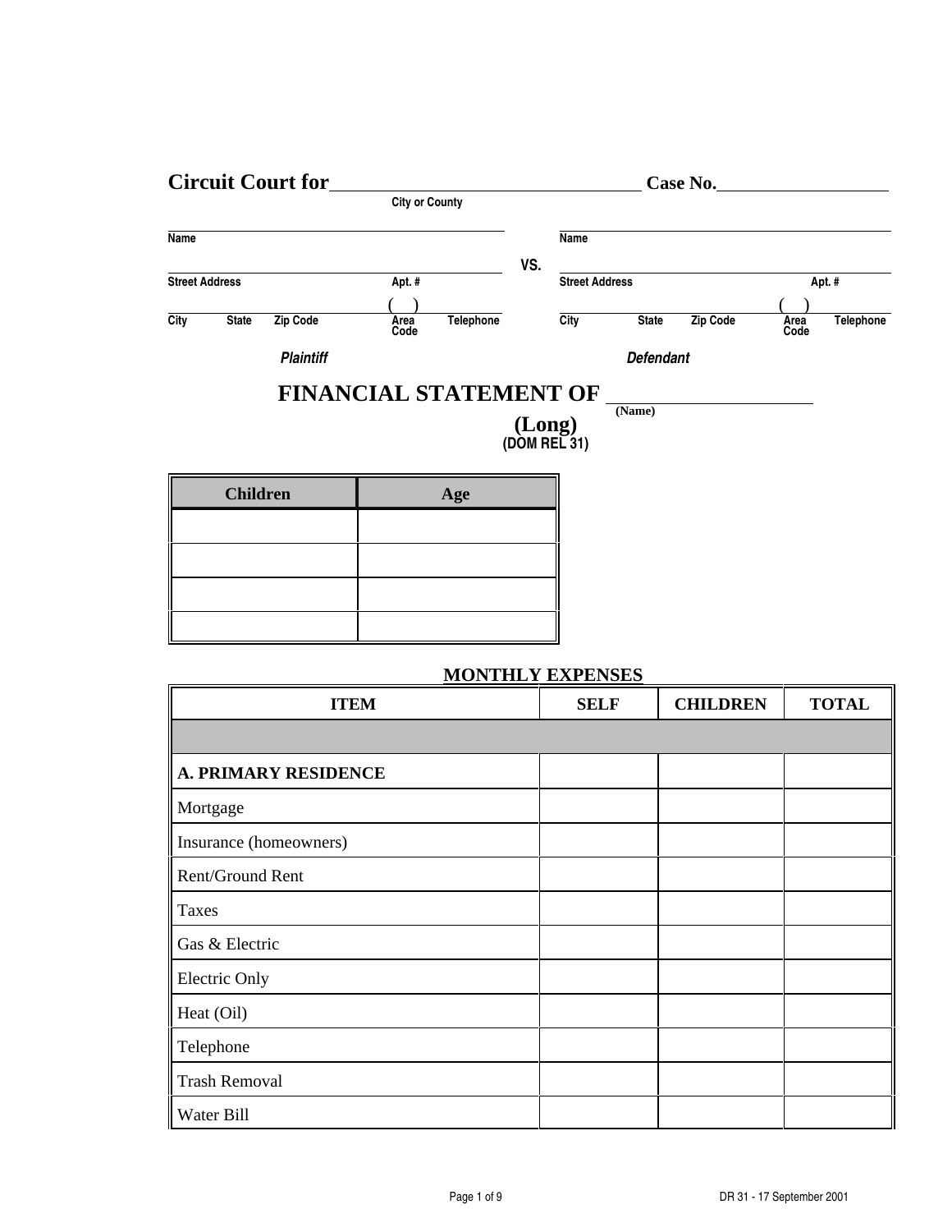**Circuit Court for** ______________________________ **Case No.** ________________
City or County

| | | |
|---|---|---|
| Name | | Name |
| Street Address &nbsp;&nbsp;&nbsp; Apt. # | VS. | Street Address &nbsp;&nbsp;&nbsp; Apt. # |
| City &nbsp; State &nbsp; Zip Code &nbsp;&nbsp; ( &nbsp; ) Area Code &nbsp; Telephone | | City &nbsp; State &nbsp; Zip Code &nbsp;&nbsp; ( &nbsp; ) Area Code &nbsp; Telephone |
| *Plaintiff* | | *Defendant* |

# FINANCIAL STATEMENT OF ____________________
(Name)

## (Long)
**(DOM REL 31)**

| Children | Age |
|---|---|
| | |
| | |
| | |
| | |

## MONTHLY EXPENSES

| ITEM | SELF | CHILDREN | TOTAL |
|---|---|---|---|
| | | | |
| **A. PRIMARY RESIDENCE** | | | |
| Mortgage | | | |
| Insurance (homeowners) | | | |
| Rent/Ground Rent | | | |
| Taxes | | | |
| Gas & Electric | | | |
| Electric Only | | | |
| Heat (Oil) | | | |
| Telephone | | | |
| Trash Removal | | | |
| Water Bill | | | |

DR 31 - 17 September 2001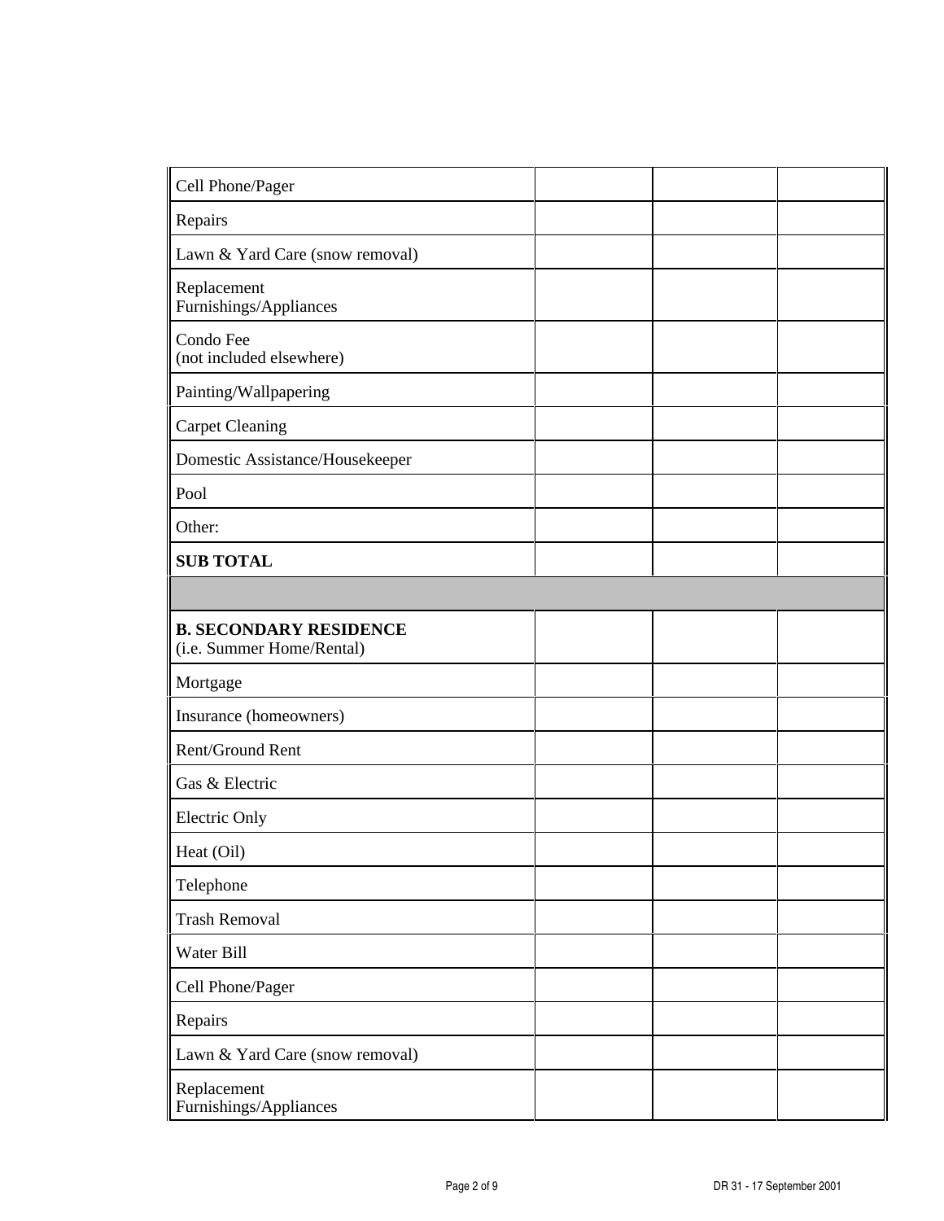| | | | |
|---|---|---|---|
| Cell Phone/Pager | | | |
| Repairs | | | |
| Lawn & Yard Care (snow removal) | | | |
| Replacement Furnishings/Appliances | | | |
| Condo Fee (not included elsewhere) | | | |
| Painting/Wallpapering | | | |
| Carpet Cleaning | | | |
| Domestic Assistance/Housekeeper | | | |
| Pool | | | |
| Other: | | | |
| **SUB TOTAL** | | | |
| | | | |
| **B. SECONDARY RESIDENCE** (i.e. Summer Home/Rental) | | | |
| Mortgage | | | |
| Insurance (homeowners) | | | |
| Rent/Ground Rent | | | |
| Gas & Electric | | | |
| Electric Only | | | |
| Heat (Oil) | | | |
| Telephone | | | |
| Trash Removal | | | |
| Water Bill | | | |
| Cell Phone/Pager | | | |
| Repairs | | | |
| Lawn & Yard Care (snow removal) | | | |
| Replacement Furnishings/Appliances | | | |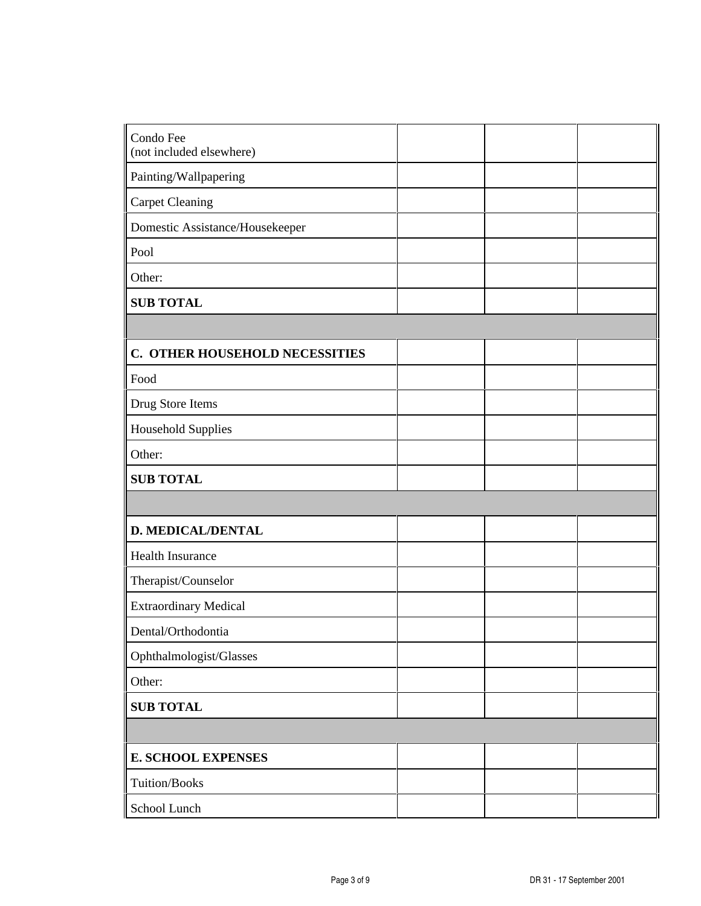| | | | |
|---|---|---|---|
| Condo Fee<br>(not included elsewhere) | | | |
| Painting/Wallpapering | | | |
| Carpet Cleaning | | | |
| Domestic Assistance/Housekeeper | | | |
| Pool | | | |
| Other: | | | |
| **SUB TOTAL** | | | |
| | | | |
| **C. OTHER HOUSEHOLD NECESSITIES** | | | |
| Food | | | |
| Drug Store Items | | | |
| Household Supplies | | | |
| Other: | | | |
| **SUB TOTAL** | | | |
| | | | |
| **D. MEDICAL/DENTAL** | | | |
| Health Insurance | | | |
| Therapist/Counselor | | | |
| Extraordinary Medical | | | |
| Dental/Orthodontia | | | |
| Ophthalmologist/Glasses | | | |
| Other: | | | |
| **SUB TOTAL** | | | |
| | | | |
| **E. SCHOOL EXPENSES** | | | |
| Tuition/Books | | | |
| School Lunch | | | |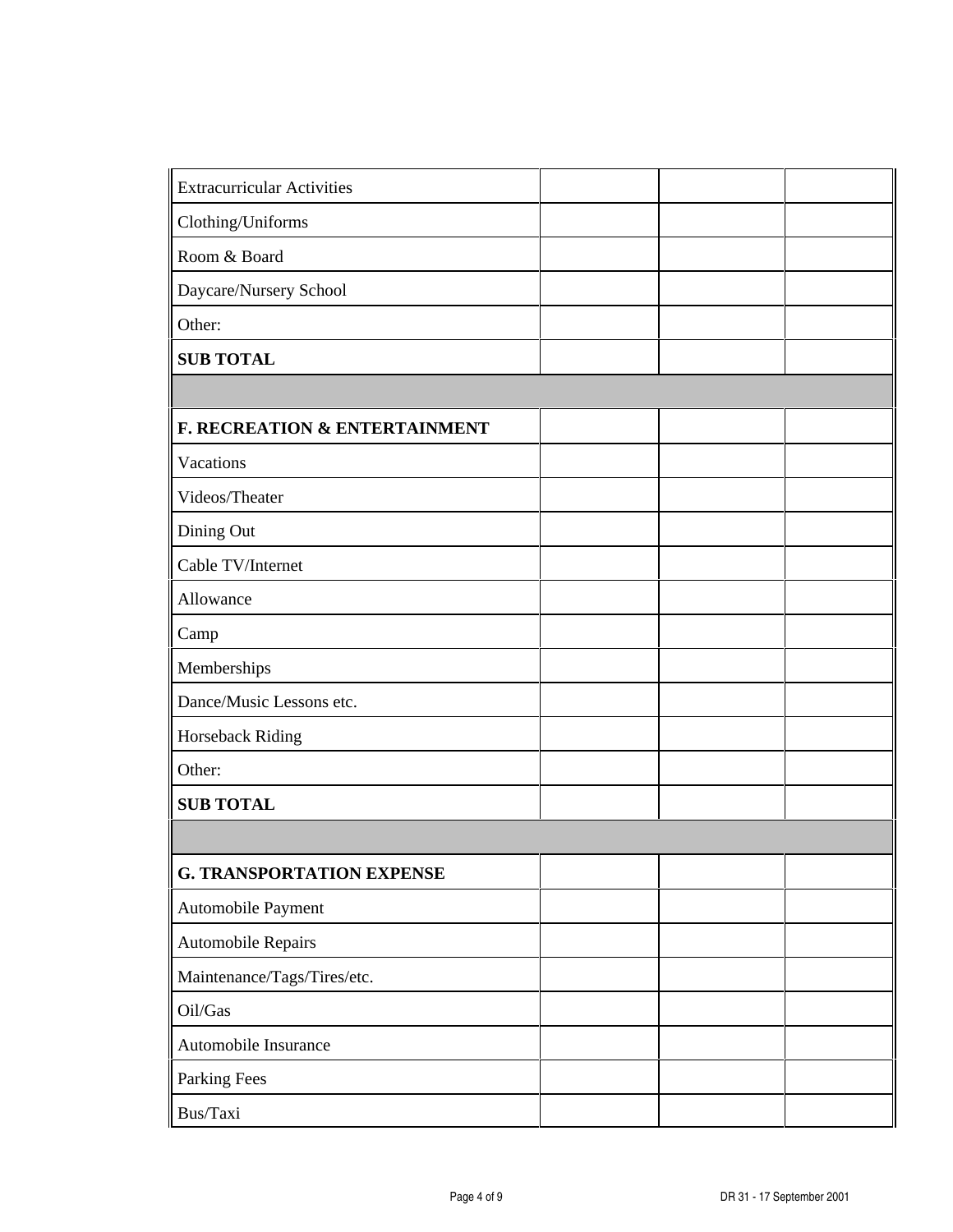| | | | |
|---|---|---|---|
| Extracurricular Activities | | | |
| Clothing/Uniforms | | | |
| Room & Board | | | |
| Daycare/Nursery School | | | |
| Other: | | | |
| **SUB TOTAL** | | | |
| | | | |
| **F. RECREATION & ENTERTAINMENT** | | | |
| Vacations | | | |
| Videos/Theater | | | |
| Dining Out | | | |
| Cable TV/Internet | | | |
| Allowance | | | |
| Camp | | | |
| Memberships | | | |
| Dance/Music Lessons etc. | | | |
| Horseback Riding | | | |
| Other: | | | |
| **SUB TOTAL** | | | |
| | | | |
| **G. TRANSPORTATION EXPENSE** | | | |
| Automobile Payment | | | |
| Automobile Repairs | | | |
| Maintenance/Tags/Tires/etc. | | | |
| Oil/Gas | | | |
| Automobile Insurance | | | |
| Parking Fees | | | |
| Bus/Taxi | | | |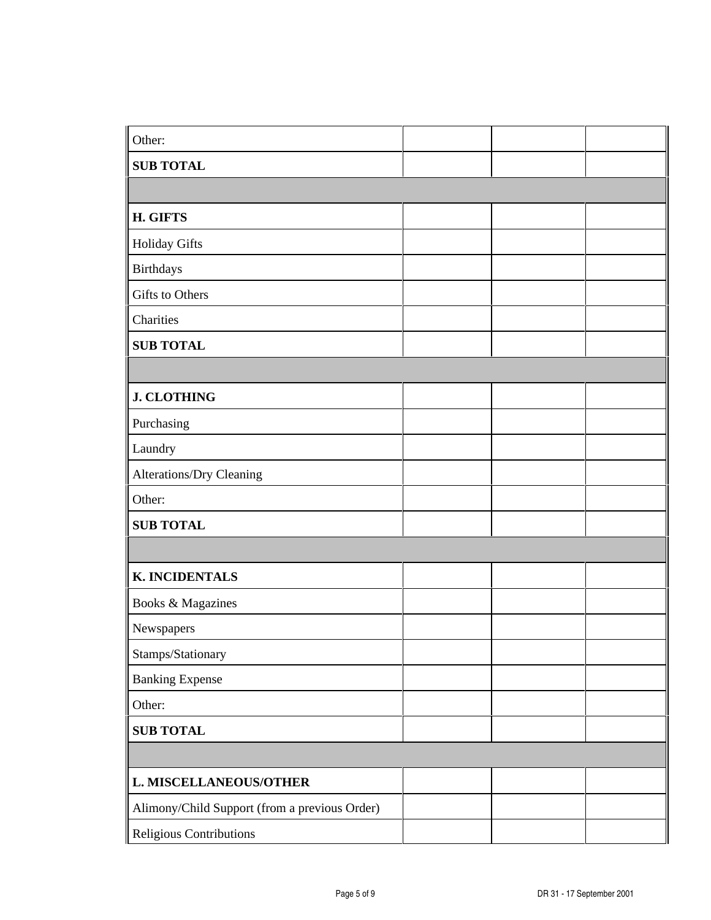| | | | |
|---|---|---|---|
| Other: | | | |
| **SUB TOTAL** | | | |
| | | | |
| **H. GIFTS** | | | |
| Holiday Gifts | | | |
| Birthdays | | | |
| Gifts to Others | | | |
| Charities | | | |
| **SUB TOTAL** | | | |
| | | | |
| **J. CLOTHING** | | | |
| Purchasing | | | |
| Laundry | | | |
| Alterations/Dry Cleaning | | | |
| Other: | | | |
| **SUB TOTAL** | | | |
| | | | |
| **K. INCIDENTALS** | | | |
| Books & Magazines | | | |
| Newspapers | | | |
| Stamps/Stationary | | | |
| Banking Expense | | | |
| Other: | | | |
| **SUB TOTAL** | | | |
| | | | |
| **L. MISCELLANEOUS/OTHER** | | | |
| Alimony/Child Support (from a previous Order) | | | |
| Religious Contributions | | | |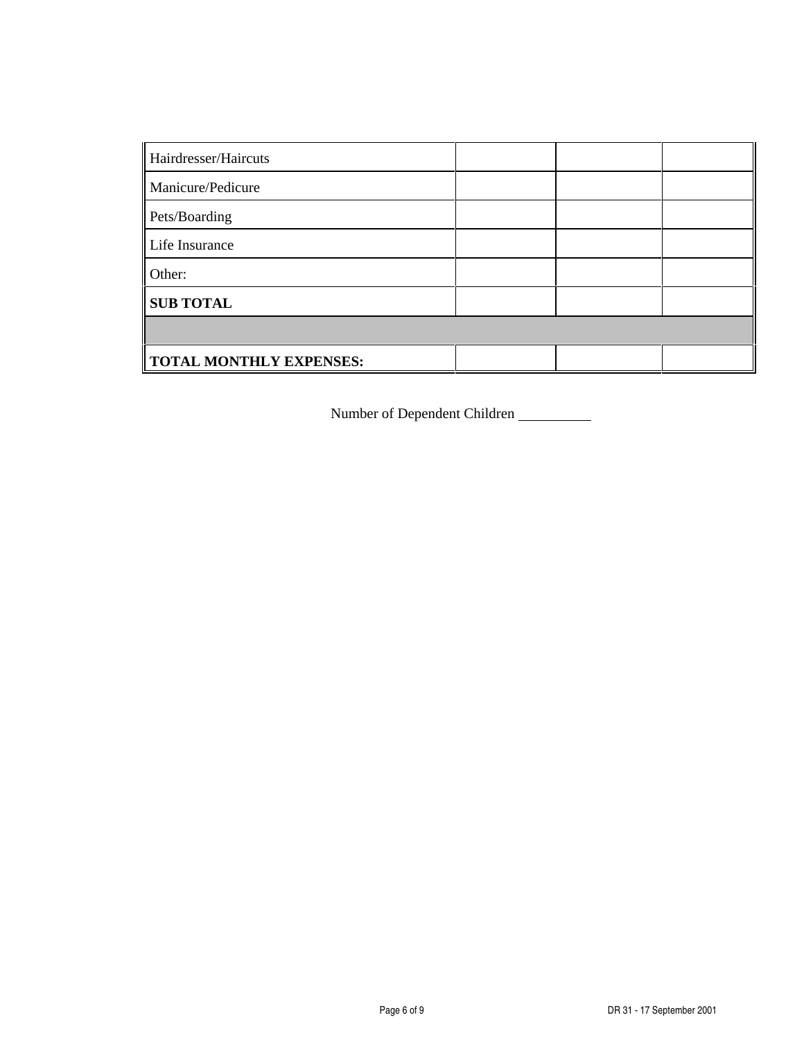| | | | |
|---|---|---|---|
| Hairdresser/Haircuts | | | |
| Manicure/Pedicure | | | |
| Pets/Boarding | | | |
| Life Insurance | | | |
| Other: | | | |
| **SUB TOTAL** | | | |
| | | | |
| **TOTAL MONTHLY EXPENSES:** | | | |

Number of Dependent Children __________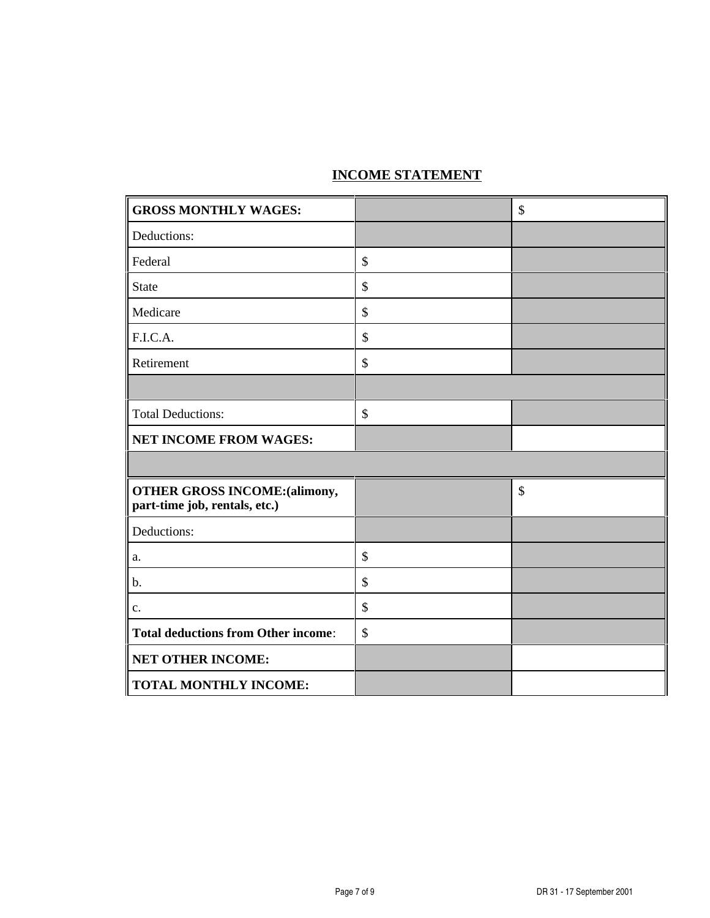## INCOME STATEMENT

| | | |
|---|---|---|
| **GROSS MONTHLY WAGES:** | | $ |
| Deductions: | | |
| Federal | $ | |
| State | $ | |
| Medicare | $ | |
| F.I.C.A. | $ | |
| Retirement | $ | |
| | | |
| Total Deductions: | $ | |
| **NET INCOME FROM WAGES:** | | |
| | | |
| **OTHER GROSS INCOME:(alimony, part-time job, rentals, etc.)** | | $ |
| Deductions: | | |
| a. | $ | |
| b. | $ | |
| c. | $ | |
| **Total deductions from Other income**: | $ | |
| **NET OTHER INCOME:** | | |
| **TOTAL MONTHLY INCOME:** | | |

DR 31 - 17 September 2001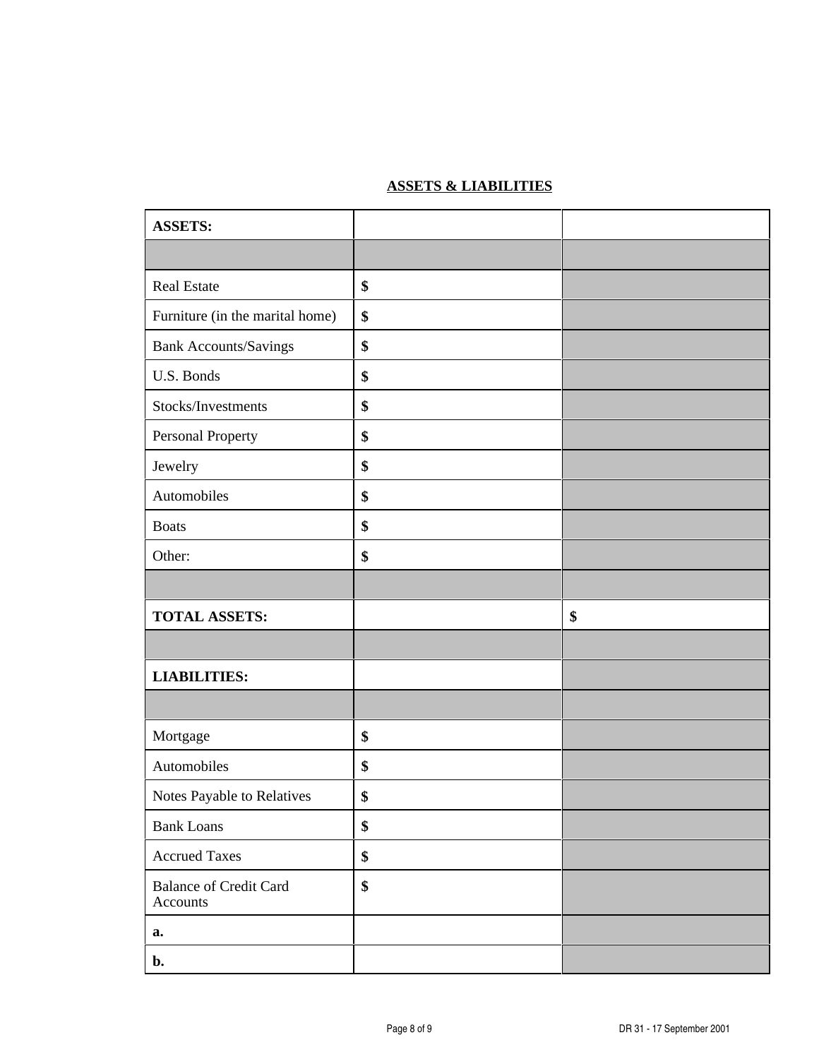## ASSETS & LIABILITIES

| **ASSETS:** | | |
|---|---|---|
| | | |
| Real Estate | **$** | |
| Furniture (in the marital home) | **$** | |
| Bank Accounts/Savings | **$** | |
| U.S. Bonds | **$** | |
| Stocks/Investments | **$** | |
| Personal Property | **$** | |
| Jewelry | **$** | |
| Automobiles | **$** | |
| Boats | **$** | |
| Other: | **$** | |
| | | |
| **TOTAL ASSETS:** | | **$** |
| | | |
| **LIABILITIES:** | | |
| | | |
| Mortgage | **$** | |
| Automobiles | **$** | |
| Notes Payable to Relatives | **$** | |
| Bank Loans | **$** | |
| Accrued Taxes | **$** | |
| Balance of Credit Card Accounts | **$** | |
| **a.** | | |
| **b.** | | |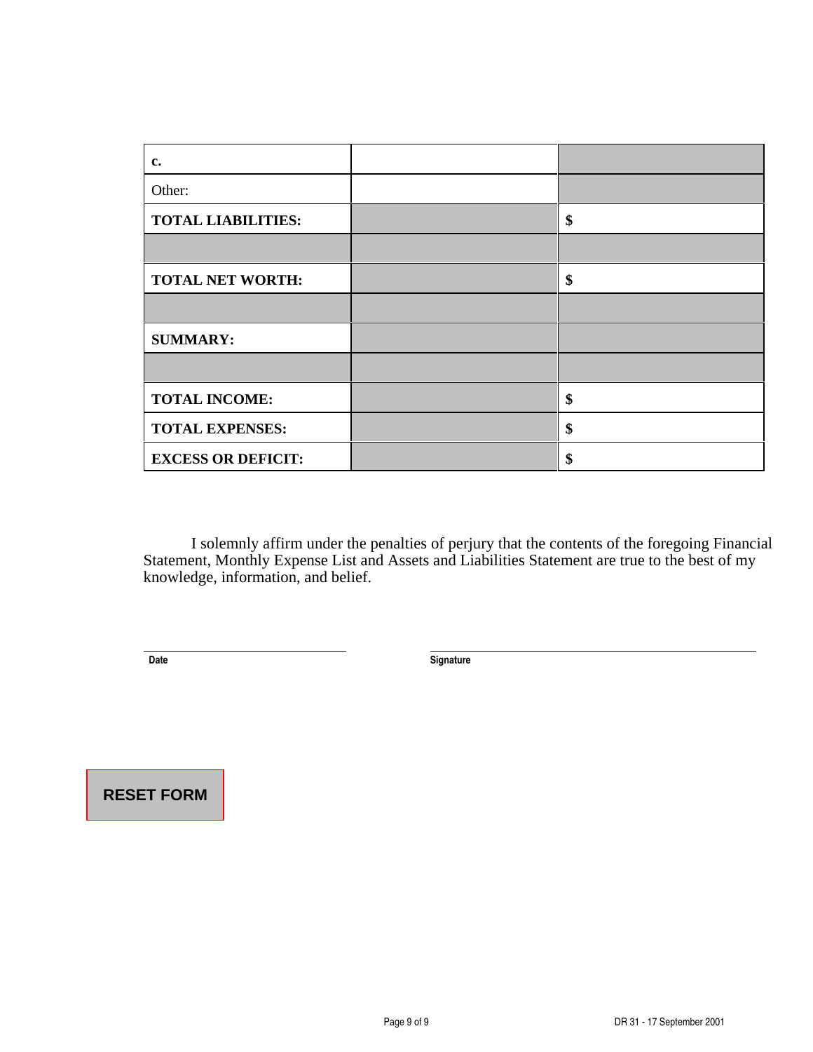| | | |
|---|---|---|
| **c.** | | |
| Other: | | |
| **TOTAL LIABILITIES:** | | **$** |
| | | |
| **TOTAL NET WORTH:** | | **$** |
| | | |
| **SUMMARY:** | | |
| | | |
| **TOTAL INCOME:** | | **$** |
| **TOTAL EXPENSES:** | | **$** |
| **EXCESS OR DEFICIT:** | | **$** |

I solemnly affirm under the penalties of perjury that the contents of the foregoing Financial Statement, Monthly Expense List and Assets and Liabilities Statement are true to the best of my knowledge, information, and belief.

______________________________ ______________________________

**Date** **Signature**

**RESET FORM**

DR 31 - 17 September 2001